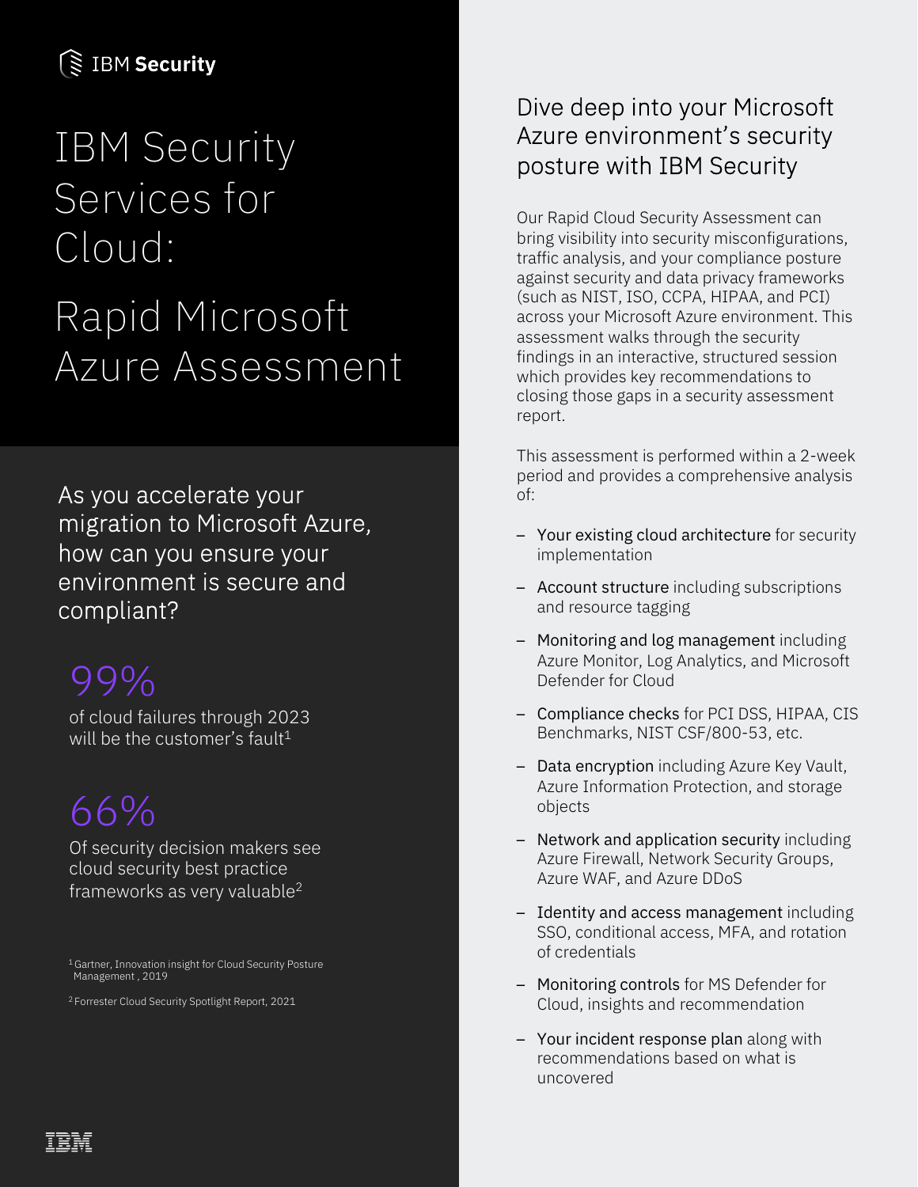IBM Security

# IBM Security Services for Cloud:

# Rapid Microsoft Azure Assessment

As you accelerate your migration to Microsoft Azure, how can you ensure your environment is secure and compliant?

99%

of cloud failures through 2023 will be the customer's fault[1]

66%

Of security decision makers see cloud security best practice frameworks as very valuable[2]

[1] Gartner, Innovation insight for Cloud Security Posture Management , 2019

[2] Forrester Cloud Security Spotlight Report, 2021

## Dive deep into your Microsoft Azure environment's security posture with IBM Security

Our Rapid Cloud Security Assessment can bring visibility into security misconfigurations, traffic analysis, and your compliance posture against security and data privacy frameworks (such as NIST, ISO, CCPA, HIPAA, and PCI) across your Microsoft Azure environment. This assessment walks through the security findings in an interactive, structured session which provides key recommendations to closing those gaps in a security assessment report.

This assessment is performed within a 2-week period and provides a comprehensive analysis of:

- Your existing cloud architecture for security implementation
- Account structure including subscriptions and resource tagging
- Monitoring and log management including Azure Monitor, Log Analytics, and Microsoft Defender for Cloud
- Compliance checks for PCI DSS, HIPAA, CIS Benchmarks, NIST CSF/800-53, etc.
- Data encryption including Azure Key Vault, Azure Information Protection, and storage objects
- Network and application security including Azure Firewall, Network Security Groups, Azure WAF, and Azure DDoS
- Identity and access management including SSO, conditional access, MFA, and rotation of credentials
- Monitoring controls for MS Defender for Cloud, insights and recommendation
- Your incident response plan along with recommendations based on what is uncovered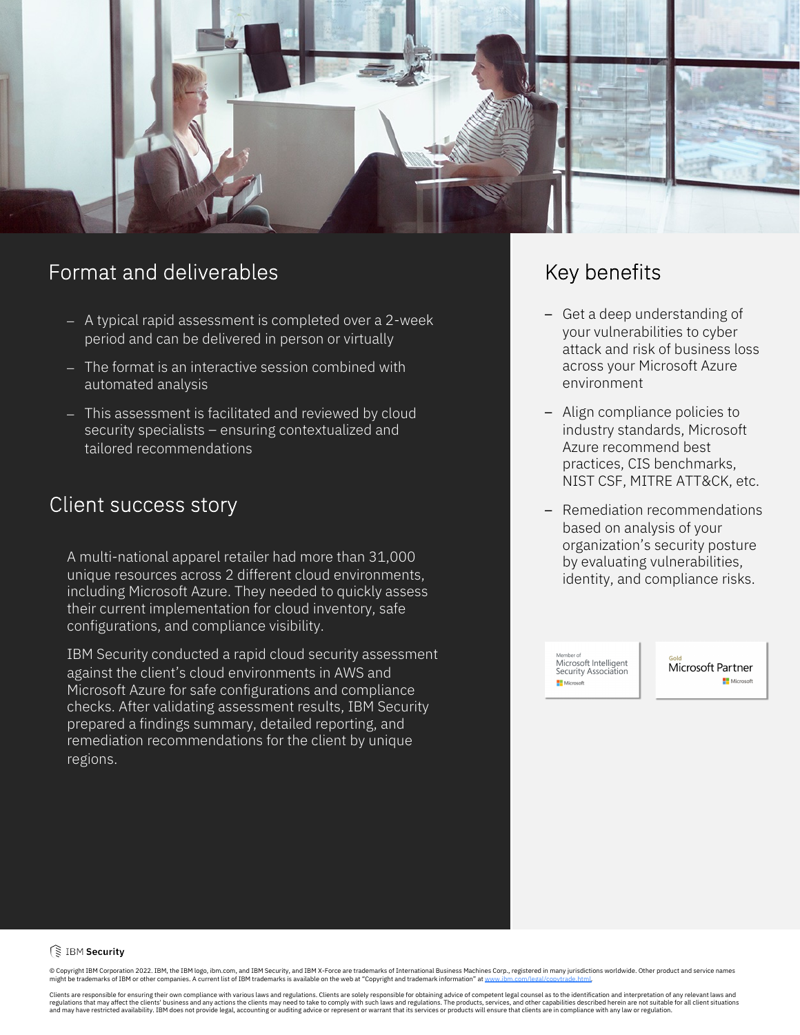## Format and deliverables

- A typical rapid assessment is completed over a 2-week period and can be delivered in person or virtually
- The format is an interactive session combined with automated analysis
- This assessment is facilitated and reviewed by cloud security specialists – ensuring contextualized and tailored recommendations

## Client success story

A multi-national apparel retailer had more than 31,000 unique resources across 2 different cloud environments, including Microsoft Azure. They needed to quickly assess their current implementation for cloud inventory, safe configurations, and compliance visibility.

IBM Security conducted a rapid cloud security assessment against the client's cloud environments in AWS and Microsoft Azure for safe configurations and compliance checks. After validating assessment results, IBM Security prepared a findings summary, detailed reporting, and remediation recommendations for the client by unique regions.

## Key benefits

- Get a deep understanding of your vulnerabilities to cyber attack and risk of business loss across your Microsoft Azure environment
- Align compliance policies to industry standards, Microsoft Azure recommend best practices, CIS benchmarks, NIST CSF, MITRE ATT&CK, etc.
- Remediation recommendations based on analysis of your organization's security posture by evaluating vulnerabilities, identity, and compliance risks.

Member of Microsoft Intelligent Security Association

Gold Microsoft Partner

IBM Security

© Copyright IBM Corporation 2022. IBM, the IBM logo, ibm.com, and IBM Security, and IBM X-Force are trademarks of International Business Machines Corp., registered in many jurisdictions worldwide. Other product and service names might be trademarks of IBM or other companies. A current list of IBM trademarks is available on the web at "Copyright and trademark information" at www.ibm.com/legal/copytrade.html.

Clients are responsible for ensuring their own compliance with various laws and regulations. Clients are solely responsible for obtaining advice of competent legal counsel as to the identification and interpretation of any relevant laws and regulations that may affect the clients' business and any actions the clients may need to take to comply with such laws and regulations. The products, services, and other capabilities described herein are not suitable for all client situations and may have restricted availability. IBM does not provide legal, accounting or auditing advice or represent or warrant that its services or products will ensure that clients are in compliance with any law or regulation.